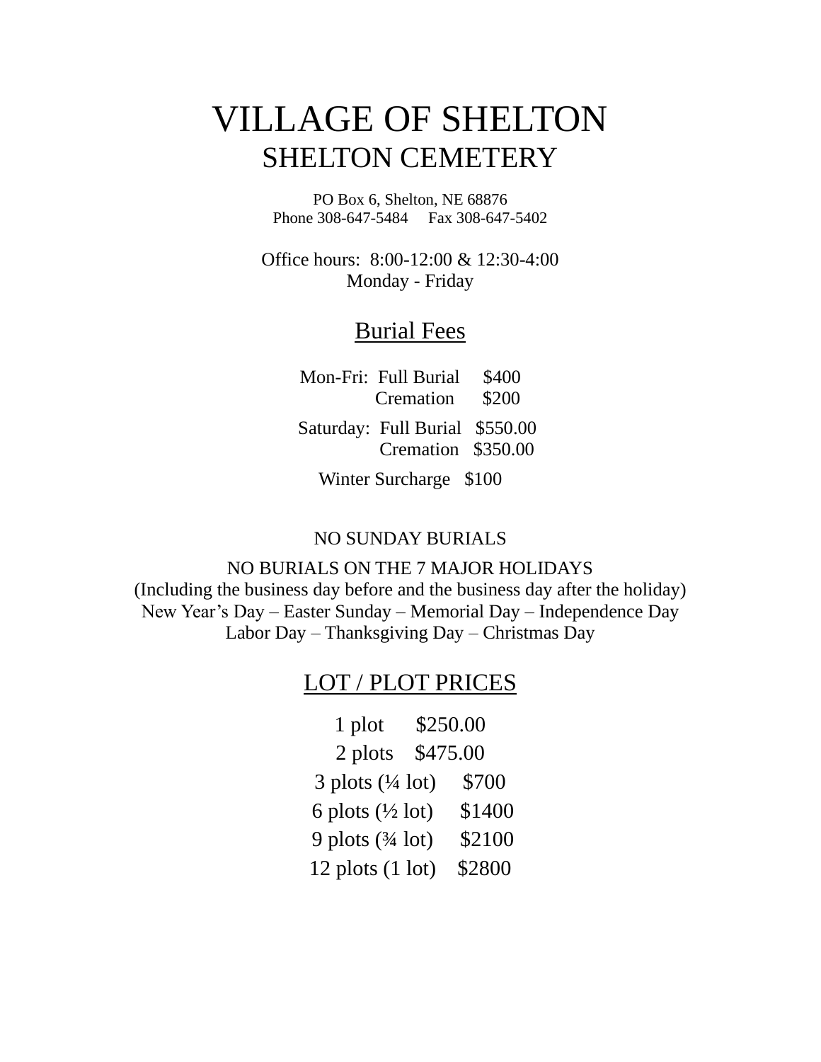# VILLAGE OF SHELTON

## SHELTON CEMETERY

PO Box 6, Shelton, NE 68876
Phone 308-647-5484     Fax 308-647-5402

Office hours: 8:00-12:00 & 12:30-4:00
Monday - Friday

## Burial Fees

Mon-Fri: Full Burial $400
Cremation $200

Saturday: Full Burial $550.00
Cremation $350.00

Winter Surcharge $100

NO SUNDAY BURIALS

NO BURIALS ON THE 7 MAJOR HOLIDAYS
(Including the business day before and the business day after the holiday)
New Year's Day – Easter Sunday – Memorial Day – Independence Day
Labor Day – Thanksgiving Day – Christmas Day

## LOT / PLOT PRICES

1 plot $250.00

2 plots $475.00

3 plots (¼ lot) $700

6 plots (½ lot) $1400

9 plots (¾ lot) $2100

12 plots (1 lot) $2800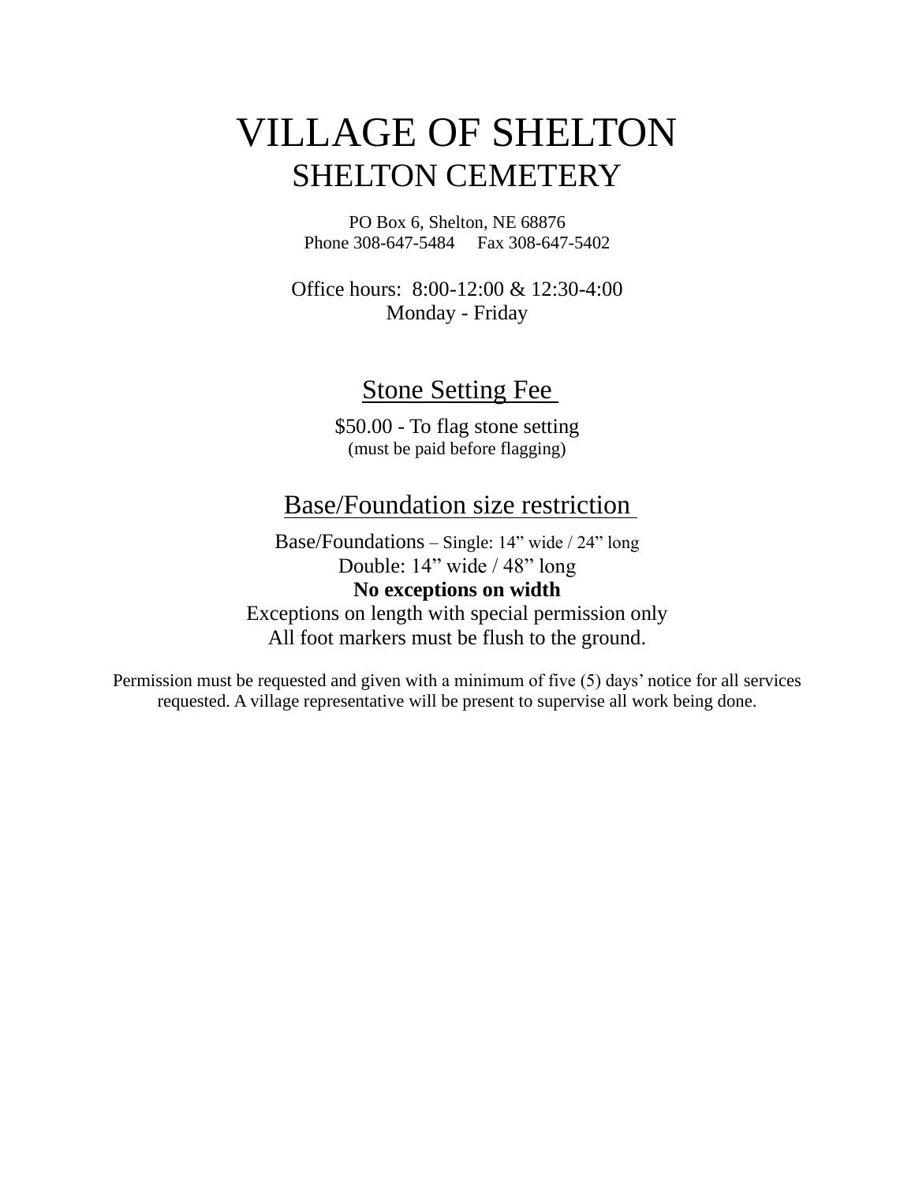# VILLAGE OF SHELTON

## SHELTON CEMETERY

PO Box 6, Shelton, NE 68876
Phone 308-647-5484 Fax 308-647-5402

Office hours: 8:00-12:00 & 12:30-4:00
Monday - Friday

## Stone Setting Fee

$50.00 - To flag stone setting
(must be paid before flagging)

## Base/Foundation size restriction

Base/Foundations – Single: 14” wide / 24” long
Double: 14” wide / 48” long
**No exceptions on width**
Exceptions on length with special permission only
All foot markers must be flush to the ground.

Permission must be requested and given with a minimum of five (5) days’ notice for all services requested. A village representative will be present to supervise all work being done.